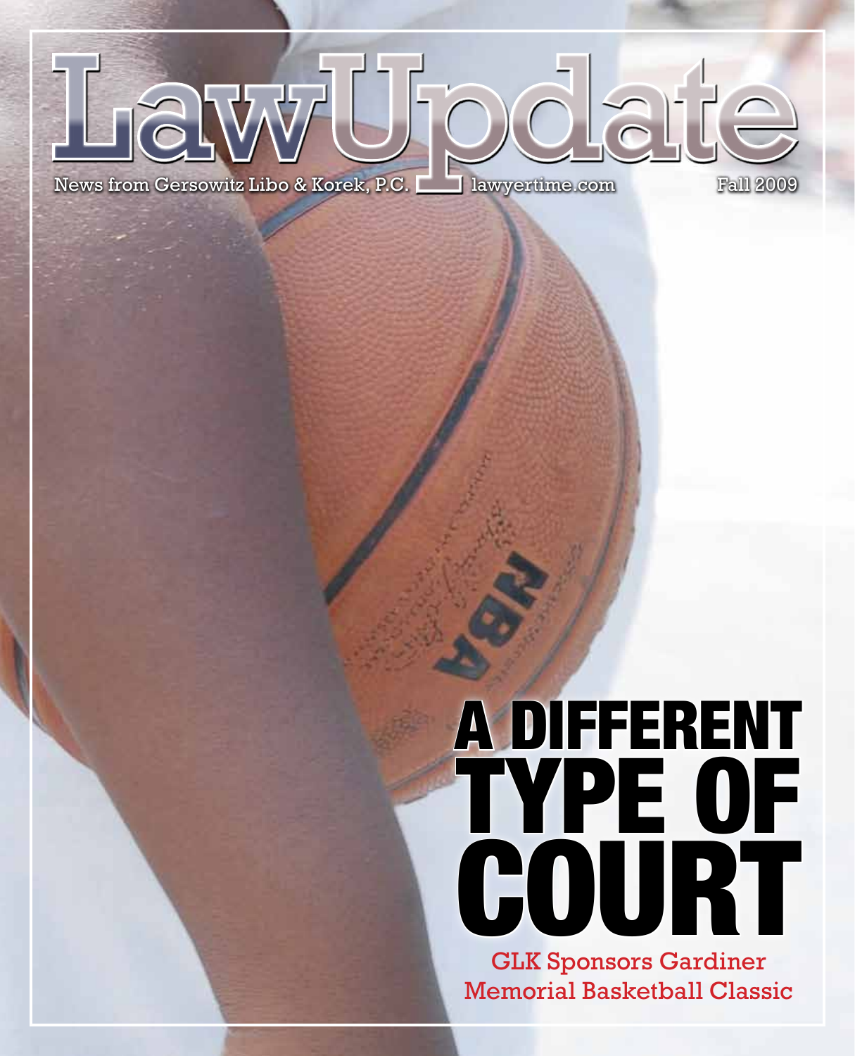# LawUpdate

News from Gersowitz Libo & Korek, P.C. lawyertime.com Fall 2009

# A DIFFERENT TYPE OF COURT

GLK Sponsors Gardiner Memorial Basketball Classic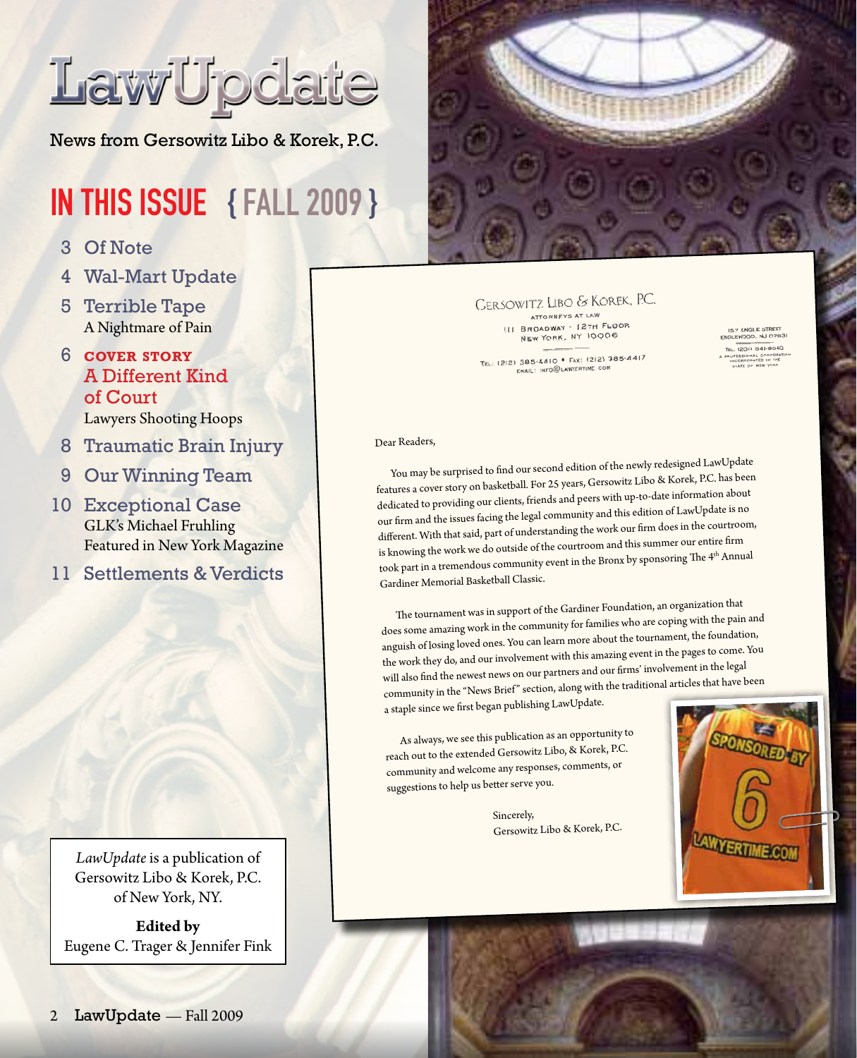# LawUpdate

News from Gersowitz Libo & Korek, P.C.

## IN THIS ISSUE { FALL 2009 }

- 3 Of Note
- 4 Wal-Mart Update
- 5 Terrible Tape
  A Nightmare of Pain
- 6 **COVER STORY**
  A Different Kind of Court
  Lawyers Shooting Hoops
- 8 Traumatic Brain Injury
- 9 Our Winning Team
- 10 Exceptional Case
  GLK's Michael Fruhling Featured in New York Magazine
- 11 Settlements & Verdicts

*LawUpdate* is a publication of Gersowitz Libo & Korek, P.C. of New York, NY.

**Edited by**
Eugene C. Trager & Jennifer Fink

GERSOWITZ LIBO & KOREK, P.C.
ATTORNEYS AT LAW
111 BROADWAY - 12TH FLOOR
NEW YORK, NY 10006
TEL: (212) 385-4410 • FAX: (212) 385-4417
EMAIL: INFO@LAWYERTIME.COM

157 ENGLE STREET
ENGLEWOOD, NJ 07631
TEL: (201) 541-8540
A PROFESSIONAL CORPORATION INCORPORATED IN THE STATE OF NEW YORK

Dear Readers,

You may be surprised to find our second edition of the newly redesigned LawUpdate features a cover story on basketball. For 25 years, Gersowitz Libo & Korek, P.C. has been dedicated to providing our clients, friends and peers with up-to-date information about our firm and the issues facing the legal community and this edition of LawUpdate is no different. With that said, part of understanding the work our firm does in the courtroom, is knowing the work we do outside of the courtroom and this summer our entire firm took part in a tremendous community event in the Bronx by sponsoring The 4th Annual Gardiner Memorial Basketball Classic.

The tournament was in support of the Gardiner Foundation, an organization that does some amazing work in the community for families who are coping with the pain and anguish of losing loved ones. You can learn more about the tournament, the foundation, the work they do, and our involvement with this amazing event in the pages to come. You will also find the newest news on our partners and our firms' involvement in the legal community in the "News Brief" section, along with the traditional articles that have been a staple since we first began publishing LawUpdate.

As always, we see this publication as an opportunity to reach out to the extended Gersowitz Libo, & Korek, P.C. community and welcome any responses, comments, or suggestions to help us better serve you.

Sincerely,
Gersowitz Libo & Korek, P.C.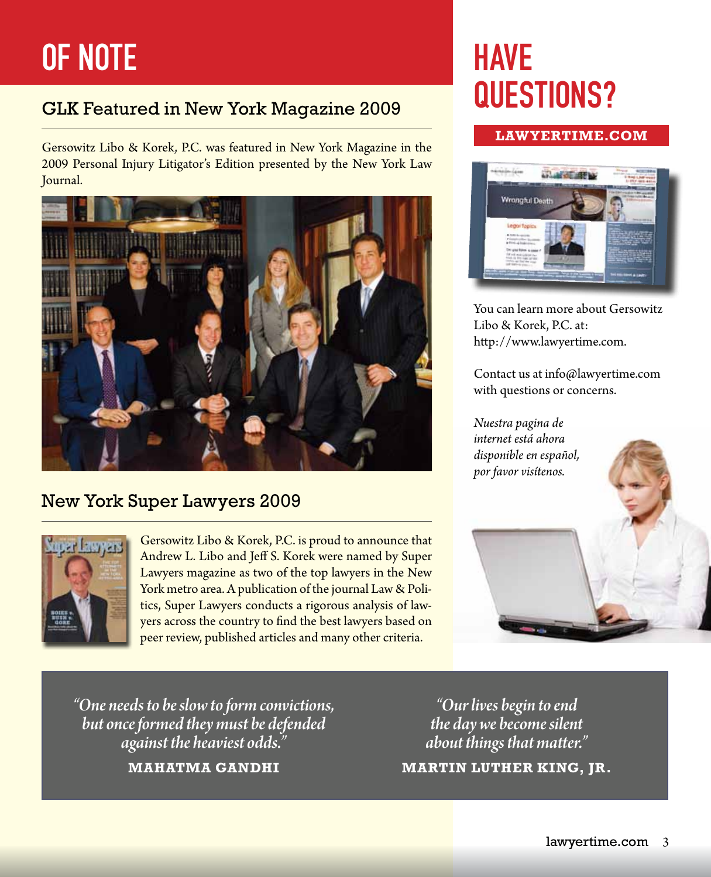# OF NOTE

## GLK Featured in New York Magazine 2009

Gersowitz Libo & Korek, P.C. was featured in New York Magazine in the 2009 Personal Injury Litigator's Edition presented by the New York Law Journal.

## New York Super Lawyers 2009

Gersowitz Libo & Korek, P.C. is proud to announce that Andrew L. Libo and Jeff S. Korek were named by Super Lawyers magazine as two of the top lawyers in the New York metro area. A publication of the journal Law & Politics, Super Lawyers conducts a rigorous analysis of lawyers across the country to find the best lawyers based on peer review, published articles and many other criteria.

# HAVE QUESTIONS?

**LAWYERTIME.COM**

You can learn more about Gersowitz Libo & Korek, P.C. at: http://www.lawyertime.com.

Contact us at info@lawyertime.com with questions or concerns.

*Nuestra pagina de internet está ahora disponible en español, por favor visítenos.*

*"One needs to be slow to form convictions, but once formed they must be defended against the heaviest odds."*

**MAHATMA GANDHI**

*"Our lives begin to end the day we become silent about things that matter."*

**MARTIN LUTHER KING, JR.**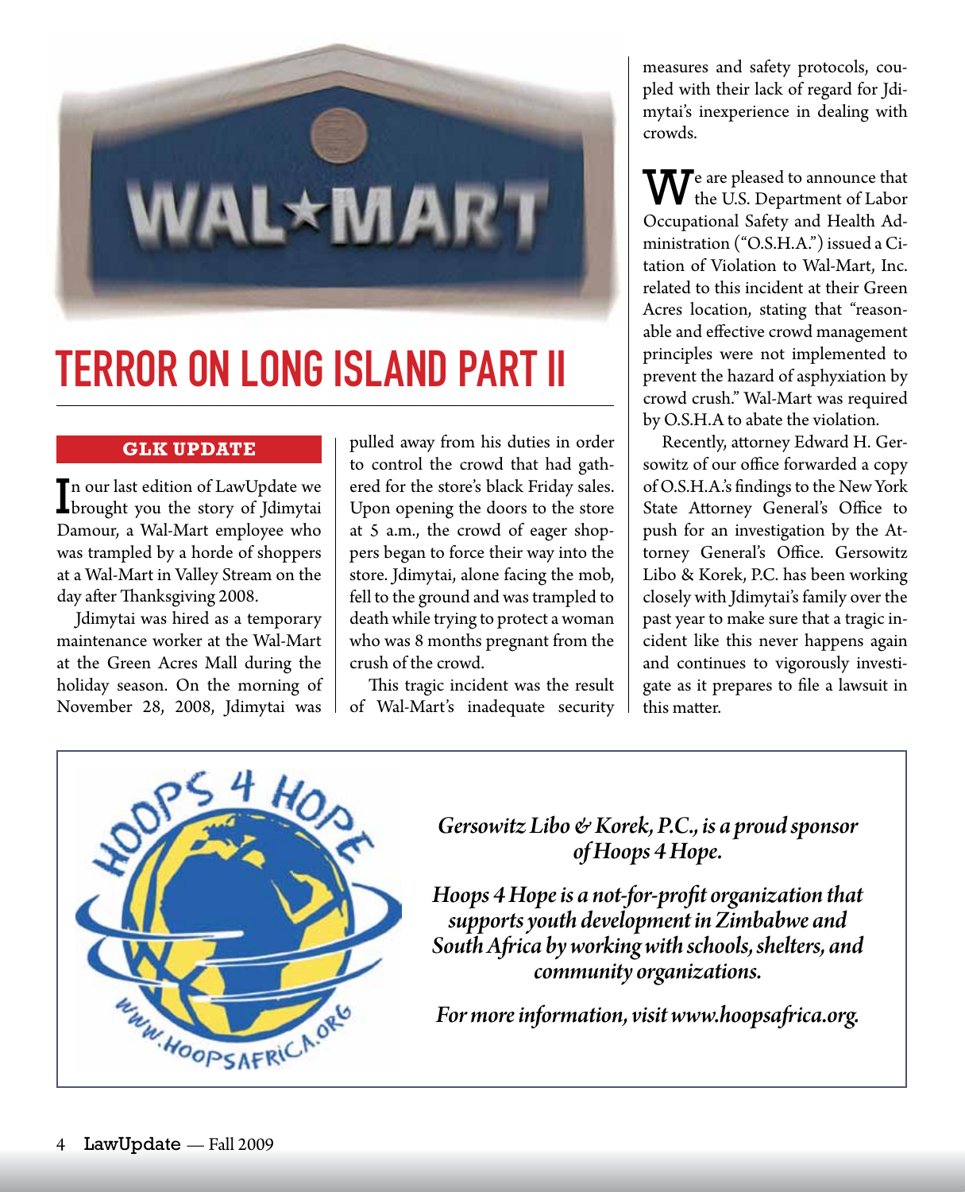# TERROR ON LONG ISLAND PART II

**GLK UPDATE**

In our last edition of LawUpdate we brought you the story of Jdimytai Damour, a Wal-Mart employee who was trampled by a horde of shoppers at a Wal-Mart in Valley Stream on the day after Thanksgiving 2008.

Jdimytai was hired as a temporary maintenance worker at the Wal-Mart at the Green Acres Mall during the holiday season. On the morning of November 28, 2008, Jdimytai was pulled away from his duties in order to control the crowd that had gathered for the store's black Friday sales. Upon opening the doors to the store at 5 a.m., the crowd of eager shoppers began to force their way into the store. Jdimytai, alone facing the mob, fell to the ground and was trampled to death while trying to protect a woman who was 8 months pregnant from the crush of the crowd.

This tragic incident was the result of Wal-Mart's inadequate security measures and safety protocols, coupled with their lack of regard for Jdimytai's inexperience in dealing with crowds.

We are pleased to announce that the U.S. Department of Labor Occupational Safety and Health Administration ("O.S.H.A.") issued a Citation of Violation to Wal-Mart, Inc. related to this incident at their Green Acres location, stating that "reasonable and effective crowd management principles were not implemented to prevent the hazard of asphyxiation by crowd crush." Wal-Mart was required by O.S.H.A to abate the violation.

Recently, attorney Edward H. Gersowitz of our office forwarded a copy of O.S.H.A.'s findings to the New York State Attorney General's Office to push for an investigation by the Attorney General's Office. Gersowitz Libo & Korek, P.C. has been working closely with Jdimytai's family over the past year to make sure that a tragic incident like this never happens again and continues to vigorously investigate as it prepares to file a lawsuit in this matter.

*Gersowitz Libo & Korek, P.C., is a proud sponsor of Hoops 4 Hope.*

*Hoops 4 Hope is a not-for-profit organization that supports youth development in Zimbabwe and South Africa by working with schools, shelters, and community organizations.*

*For more information, visit www.hoopsafrica.org.*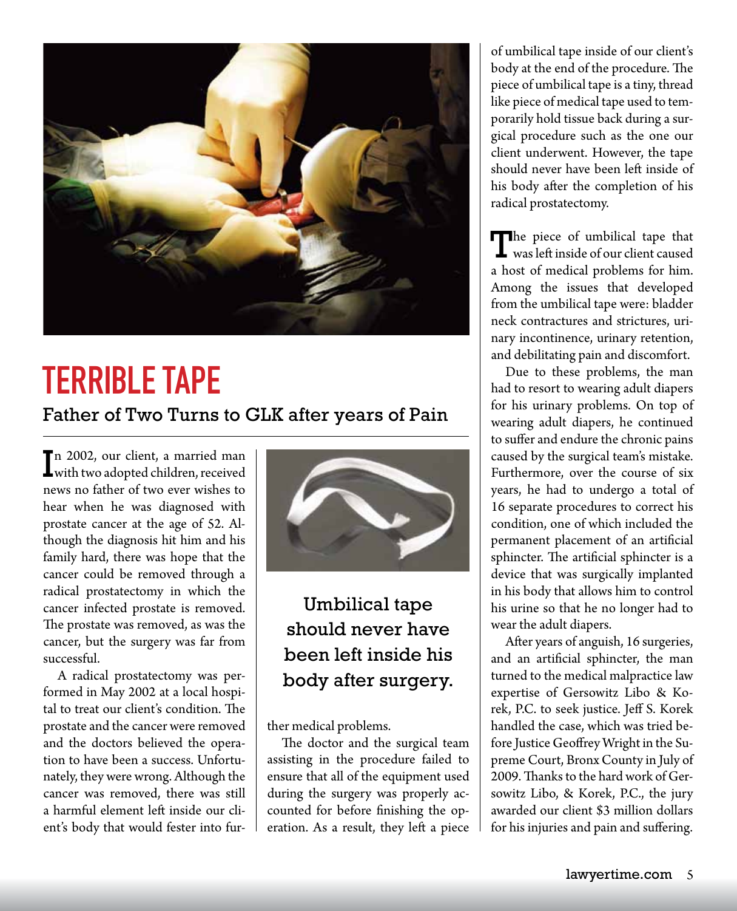# TERRIBLE TAPE

## Father of Two Turns to GLK after years of Pain

In 2002, our client, a married man with two adopted children, received news no father of two ever wishes to hear when he was diagnosed with prostate cancer at the age of 52. Although the diagnosis hit him and his family hard, there was hope that the cancer could be removed through a radical prostatectomy in which the cancer infected prostate is removed. The prostate was removed, as was the cancer, but the surgery was far from successful.

A radical prostatectomy was performed in May 2002 at a local hospital to treat our client's condition. The prostate and the cancer were removed and the doctors believed the operation to have been a success. Unfortunately, they were wrong. Although the cancer was removed, there was still a harmful element left inside our client's body that would fester into further medical problems.

Umbilical tape should never have been left inside his body after surgery.

The doctor and the surgical team assisting in the procedure failed to ensure that all of the equipment used during the surgery was properly accounted for before finishing the operation. As a result, they left a piece of umbilical tape inside of our client's body at the end of the procedure. The piece of umbilical tape is a tiny, thread like piece of medical tape used to temporarily hold tissue back during a surgical procedure such as the one our client underwent. However, the tape should never have been left inside of his body after the completion of his radical prostatectomy.

The piece of umbilical tape that was left inside of our client caused a host of medical problems for him. Among the issues that developed from the umbilical tape were: bladder neck contractures and strictures, urinary incontinence, urinary retention, and debilitating pain and discomfort.

Due to these problems, the man had to resort to wearing adult diapers for his urinary problems. On top of wearing adult diapers, he continued to suffer and endure the chronic pains caused by the surgical team's mistake. Furthermore, over the course of six years, he had to undergo a total of 16 separate procedures to correct his condition, one of which included the permanent placement of an artificial sphincter. The artificial sphincter is a device that was surgically implanted in his body that allows him to control his urine so that he no longer had to wear the adult diapers.

After years of anguish, 16 surgeries, and an artificial sphincter, the man turned to the medical malpractice law expertise of Gersowitz Libo & Korek, P.C. to seek justice. Jeff S. Korek handled the case, which was tried before Justice Geoffrey Wright in the Supreme Court, Bronx County in July of 2009. Thanks to the hard work of Gersowitz Libo, & Korek, P.C., the jury awarded our client $3 million dollars for his injuries and pain and suffering.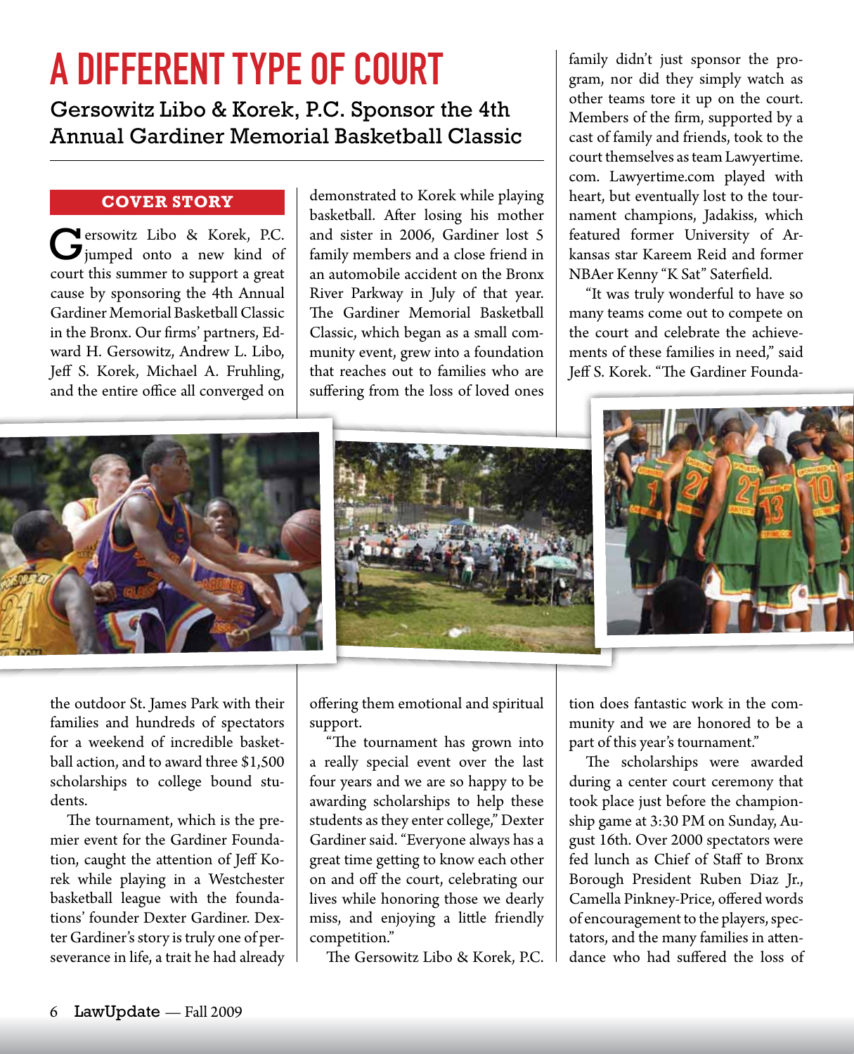# A DIFFERENT TYPE OF COURT

## Gersowitz Libo & Korek, P.C. Sponsor the 4th Annual Gardiner Memorial Basketball Classic

**COVER STORY**

Gersowitz Libo & Korek, P.C. jumped onto a new kind of court this summer to support a great cause by sponsoring the 4th Annual Gardiner Memorial Basketball Classic in the Bronx. Our firms' partners, Edward H. Gersowitz, Andrew L. Libo, Jeff S. Korek, Michael A. Fruhling, and the entire office all converged on the outdoor St. James Park with their families and hundreds of spectators for a weekend of incredible basketball action, and to award three $1,500 scholarships to college bound students.

The tournament, which is the premier event for the Gardiner Foundation, caught the attention of Jeff Korek while playing in a Westchester basketball league with the foundations' founder Dexter Gardiner. Dexter Gardiner's story is truly one of perseverance in life, a trait he had already demonstrated to Korek while playing basketball. After losing his mother and sister in 2006, Gardiner lost 5 family members and a close friend in an automobile accident on the Bronx River Parkway in July of that year. The Gardiner Memorial Basketball Classic, which began as a small community event, grew into a foundation that reaches out to families who are suffering from the loss of loved ones offering them emotional and spiritual support.

"The tournament has grown into a really special event over the last four years and we are so happy to be awarding scholarships to help these students as they enter college," Dexter Gardiner said. "Everyone always has a great time getting to know each other on and off the court, celebrating our lives while honoring those we dearly miss, and enjoying a little friendly competition."

The Gersowitz Libo & Korek, P.C. family didn't just sponsor the program, nor did they simply watch as other teams tore it up on the court. Members of the firm, supported by a cast of family and friends, took to the court themselves as team Lawyertime.com. Lawyertime.com played with heart, but eventually lost to the tournament champions, Jadakiss, which featured former University of Arkansas star Kareem Reid and former NBAer Kenny "K Sat" Saterfield.

"It was truly wonderful to have so many teams come out to compete on the court and celebrate the achievements of these families in need," said Jeff S. Korek. "The Gardiner Foundation does fantastic work in the community and we are honored to be a part of this year's tournament."

The scholarships were awarded during a center court ceremony that took place just before the championship game at 3:30 PM on Sunday, August 16th. Over 2000 spectators were fed lunch as Chief of Staff to Bronx Borough President Ruben Diaz Jr., Camella Pinkney-Price, offered words of encouragement to the players, spectators, and the many families in attendance who had suffered the loss of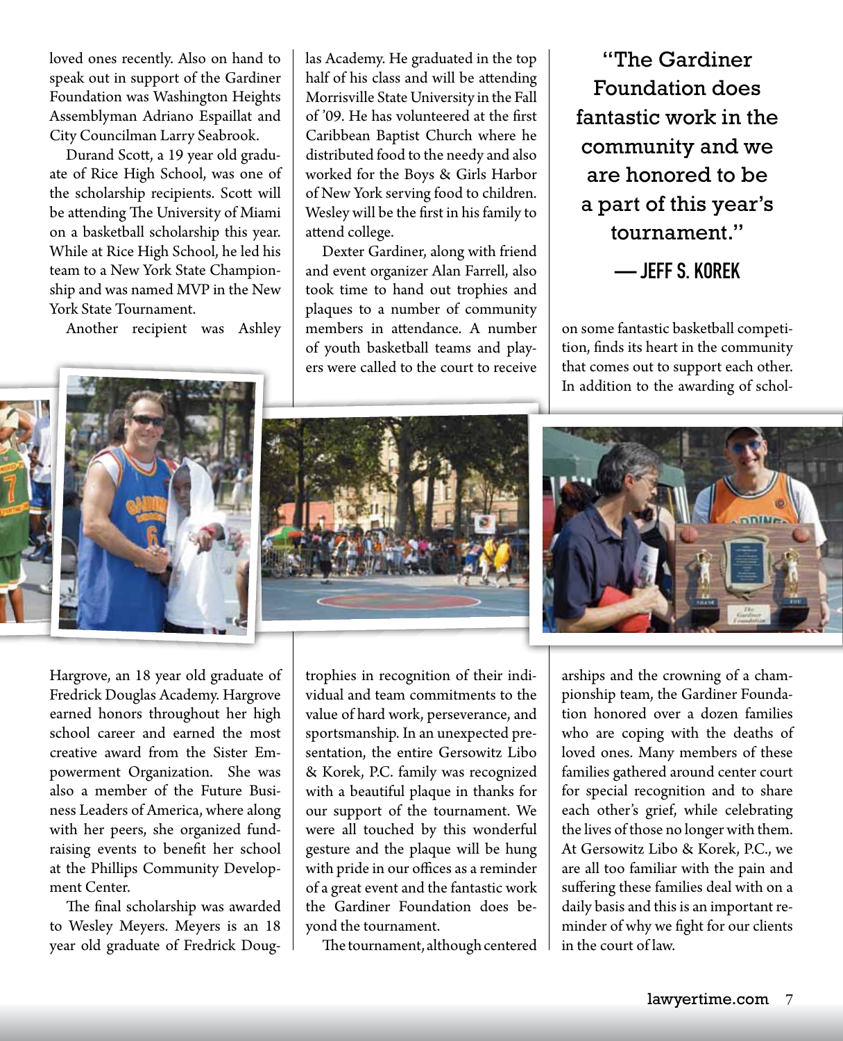loved ones recently. Also on hand to speak out in support of the Gardiner Foundation was Washington Heights Assemblyman Adriano Espaillat and City Councilman Larry Seabrook.

Durand Scott, a 19 year old graduate of Rice High School, was one of the scholarship recipients. Scott will be attending The University of Miami on a basketball scholarship this year. While at Rice High School, he led his team to a New York State Championship and was named MVP in the New York State Tournament.

Another recipient was Ashley Hargrove, an 18 year old graduate of Fredrick Douglas Academy. Hargrove earned honors throughout her high school career and earned the most creative award from the Sister Empowerment Organization. She was also a member of the Future Business Leaders of America, where along with her peers, she organized fundraising events to benefit her school at the Phillips Community Development Center.

The final scholarship was awarded to Wesley Meyers. Meyers is an 18 year old graduate of Fredrick Douglas Academy. He graduated in the top half of his class and will be attending Morrisville State University in the Fall of '09. He has volunteered at the first Caribbean Baptist Church where he distributed food to the needy and also worked for the Boys & Girls Harbor of New York serving food to children. Wesley will be the first in his family to attend college.

Dexter Gardiner, along with friend and event organizer Alan Farrell, also took time to hand out trophies and plaques to a number of community members in attendance. A number of youth basketball teams and players were called to the court to receive trophies in recognition of their individual and team commitments to the value of hard work, perseverance, and sportsmanship. In an unexpected presentation, the entire Gersowitz Libo & Korek, P.C. family was recognized with a beautiful plaque in thanks for our support of the tournament. We were all touched by this wonderful gesture and the plaque will be hung with pride in our offices as a reminder of a great event and the fantastic work the Gardiner Foundation does beyond the tournament.

> "The Gardiner Foundation does fantastic work in the community and we are honored to be a part of this year's tournament."
>
> **— JEFF S. KOREK**

The tournament, although centered on some fantastic basketball competition, finds its heart in the community that comes out to support each other. In addition to the awarding of scholarships and the crowning of a championship team, the Gardiner Foundation honored over a dozen families who are coping with the deaths of loved ones. Many members of these families gathered around center court for special recognition and to share each other's grief, while celebrating the lives of those no longer with them. At Gersowitz Libo & Korek, P.C., we are all too familiar with the pain and suffering these families deal with on a daily basis and this is an important reminder of why we fight for our clients in the court of law.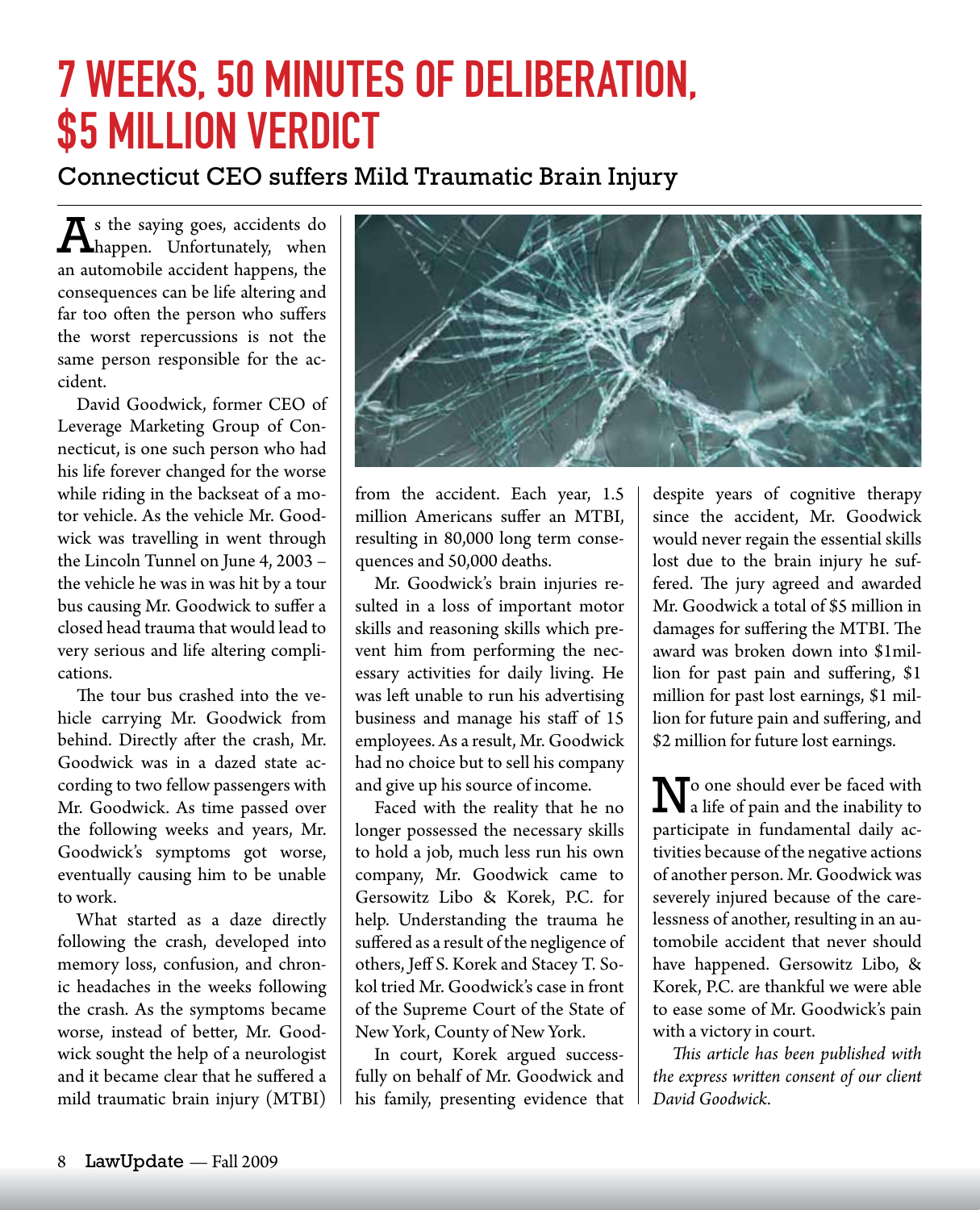# 7 WEEKS, 50 MINUTES OF DELIBERATION, $5 MILLION VERDICT

## Connecticut CEO suffers Mild Traumatic Brain Injury

As the saying goes, accidents do happen. Unfortunately, when an automobile accident happens, the consequences can be life altering and far too often the person who suffers the worst repercussions is not the same person responsible for the accident.

David Goodwick, former CEO of Leverage Marketing Group of Connecticut, is one such person who had his life forever changed for the worse while riding in the backseat of a motor vehicle. As the vehicle Mr. Goodwick was travelling in went through the Lincoln Tunnel on June 4, 2003 – the vehicle he was in was hit by a tour bus causing Mr. Goodwick to suffer a closed head trauma that would lead to very serious and life altering complications.

The tour bus crashed into the vehicle carrying Mr. Goodwick from behind. Directly after the crash, Mr. Goodwick was in a dazed state according to two fellow passengers with Mr. Goodwick. As time passed over the following weeks and years, Mr. Goodwick's symptoms got worse, eventually causing him to be unable to work.

What started as a daze directly following the crash, developed into memory loss, confusion, and chronic headaches in the weeks following the crash. As the symptoms became worse, instead of better, Mr. Goodwick sought the help of a neurologist and it became clear that he suffered a mild traumatic brain injury (MTBI) from the accident. Each year, 1.5 million Americans suffer an MTBI, resulting in 80,000 long term consequences and 50,000 deaths.

Mr. Goodwick's brain injuries resulted in a loss of important motor skills and reasoning skills which prevent him from performing the necessary activities for daily living. He was left unable to run his advertising business and manage his staff of 15 employees. As a result, Mr. Goodwick had no choice but to sell his company and give up his source of income.

Faced with the reality that he no longer possessed the necessary skills to hold a job, much less run his own company, Mr. Goodwick came to Gersowitz Libo & Korek, P.C. for help. Understanding the trauma he suffered as a result of the negligence of others, Jeff S. Korek and Stacey T. Sokol tried Mr. Goodwick's case in front of the Supreme Court of the State of New York, County of New York.

In court, Korek argued successfully on behalf of Mr. Goodwick and his family, presenting evidence that despite years of cognitive therapy since the accident, Mr. Goodwick would never regain the essential skills lost due to the brain injury he suffered. The jury agreed and awarded Mr. Goodwick a total of $5 million in damages for suffering the MTBI. The award was broken down into $1million for past pain and suffering, $1 million for past lost earnings, $1 million for future pain and suffering, and $2 million for future lost earnings.

No one should ever be faced with a life of pain and the inability to participate in fundamental daily activities because of the negative actions of another person. Mr. Goodwick was severely injured because of the carelessness of another, resulting in an automobile accident that never should have happened. Gersowitz Libo, & Korek, P.C. are thankful we were able to ease some of Mr. Goodwick's pain with a victory in court.

*This article has been published with the express written consent of our client David Goodwick.*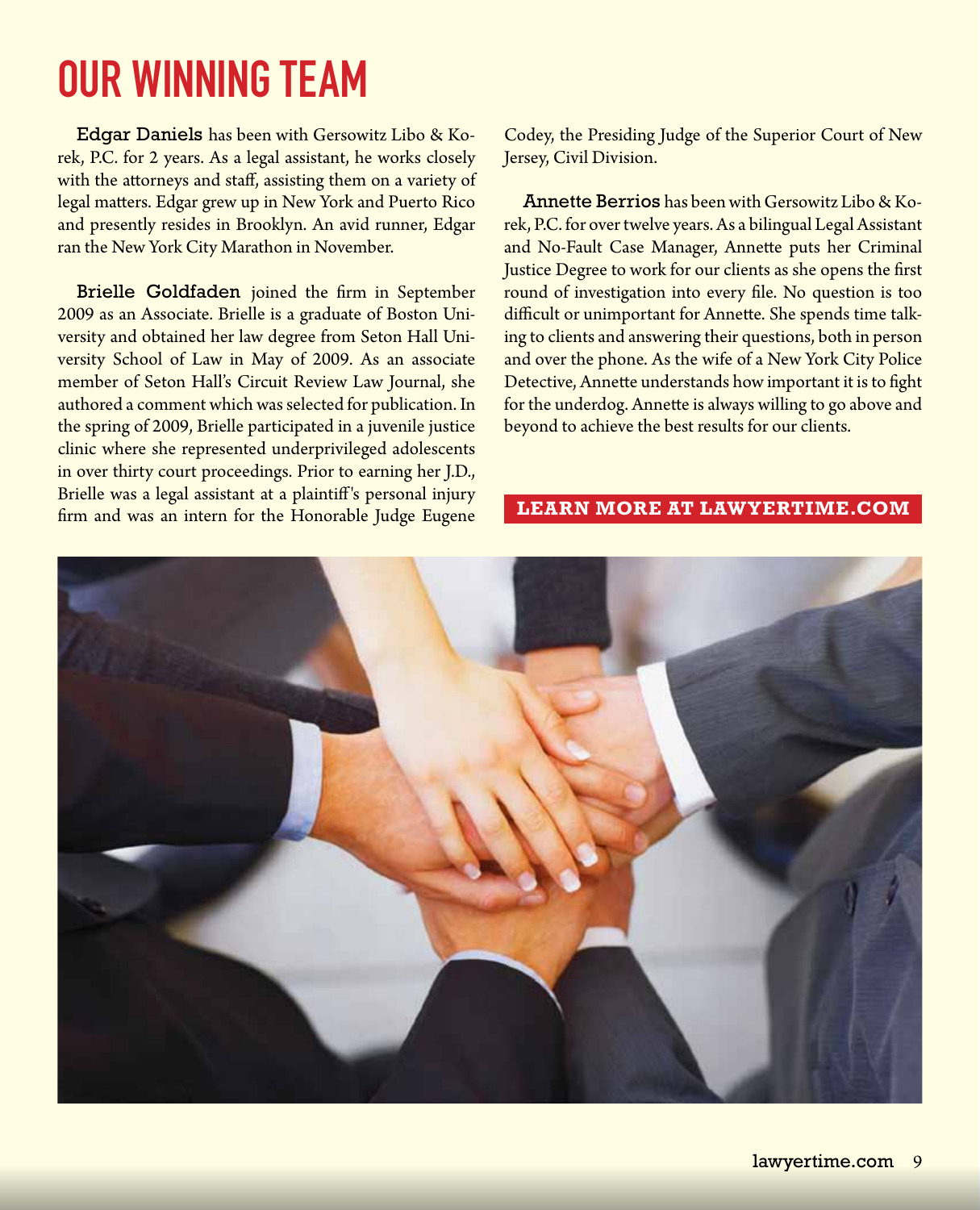# OUR WINNING TEAM

**Edgar Daniels** has been with Gersowitz Libo & Korek, P.C. for 2 years. As a legal assistant, he works closely with the attorneys and staff, assisting them on a variety of legal matters. Edgar grew up in New York and Puerto Rico and presently resides in Brooklyn. An avid runner, Edgar ran the New York City Marathon in November.

**Brielle Goldfaden** joined the firm in September 2009 as an Associate. Brielle is a graduate of Boston University and obtained her law degree from Seton Hall University School of Law in May of 2009. As an associate member of Seton Hall's Circuit Review Law Journal, she authored a comment which was selected for publication. In the spring of 2009, Brielle participated in a juvenile justice clinic where she represented underprivileged adolescents in over thirty court proceedings. Prior to earning her J.D., Brielle was a legal assistant at a plaintiff's personal injury firm and was an intern for the Honorable Judge Eugene Codey, the Presiding Judge of the Superior Court of New Jersey, Civil Division.

**Annette Berrios** has been with Gersowitz Libo & Korek, P.C. for over twelve years. As a bilingual Legal Assistant and No-Fault Case Manager, Annette puts her Criminal Justice Degree to work for our clients as she opens the first round of investigation into every file. No question is too difficult or unimportant for Annette. She spends time talking to clients and answering their questions, both in person and over the phone. As the wife of a New York City Police Detective, Annette understands how important it is to fight for the underdog. Annette is always willing to go above and beyond to achieve the best results for our clients.

**LEARN MORE AT LAWYERTIME.COM**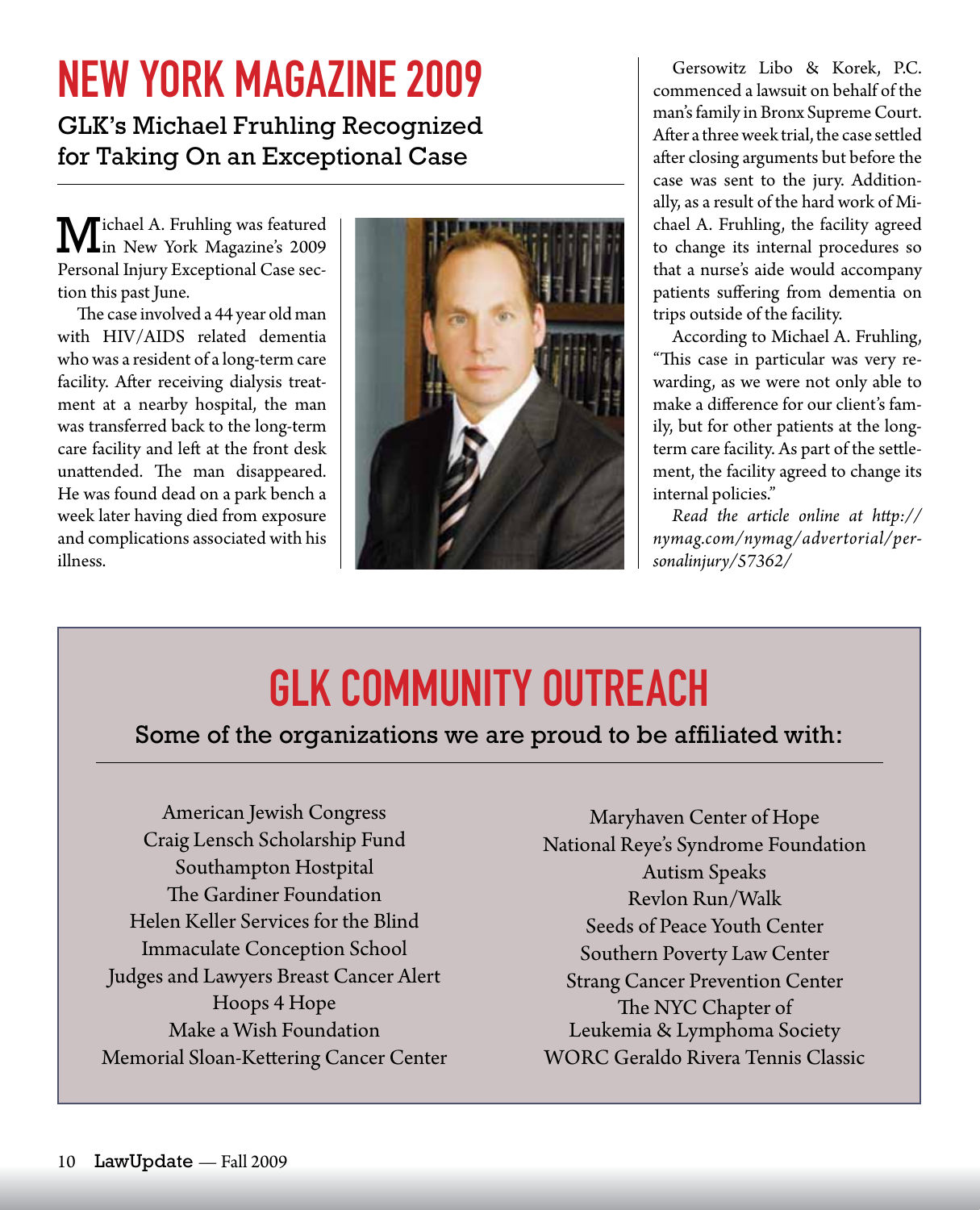# NEW YORK MAGAZINE 2009

## GLK's Michael Fruhling Recognized for Taking On an Exceptional Case

Michael A. Fruhling was featured in New York Magazine's 2009 Personal Injury Exceptional Case section this past June.

The case involved a 44 year old man with HIV/AIDS related dementia who was a resident of a long-term care facility. After receiving dialysis treatment at a nearby hospital, the man was transferred back to the long-term care facility and left at the front desk unattended. The man disappeared. He was found dead on a park bench a week later having died from exposure and complications associated with his illness.

Gersowitz Libo & Korek, P.C. commenced a lawsuit on behalf of the man's family in Bronx Supreme Court. After a three week trial, the case settled after closing arguments but before the case was sent to the jury. Additionally, as a result of the hard work of Michael A. Fruhling, the facility agreed to change its internal procedures so that a nurse's aide would accompany patients suffering from dementia on trips outside of the facility.

According to Michael A. Fruhling, "This case in particular was very rewarding, as we were not only able to make a difference for our client's family, but for other patients at the long-term care facility. As part of the settlement, the facility agreed to change its internal policies."

*Read the article online at http://nymag.com/nymag/advertorial/personalinjury/57362/*

# GLK COMMUNITY OUTREACH

## Some of the organizations we are proud to be affiliated with:

American Jewish Congress
Craig Lensch Scholarship Fund
Southampton Hostpital
The Gardiner Foundation
Helen Keller Services for the Blind
Immaculate Conception School
Judges and Lawyers Breast Cancer Alert
Hoops 4 Hope
Make a Wish Foundation
Memorial Sloan-Kettering Cancer Center
Maryhaven Center of Hope
National Reye's Syndrome Foundation
Autism Speaks
Revlon Run/Walk
Seeds of Peace Youth Center
Southern Poverty Law Center
Strang Cancer Prevention Center
The NYC Chapter of Leukemia & Lymphoma Society
WORC Geraldo Rivera Tennis Classic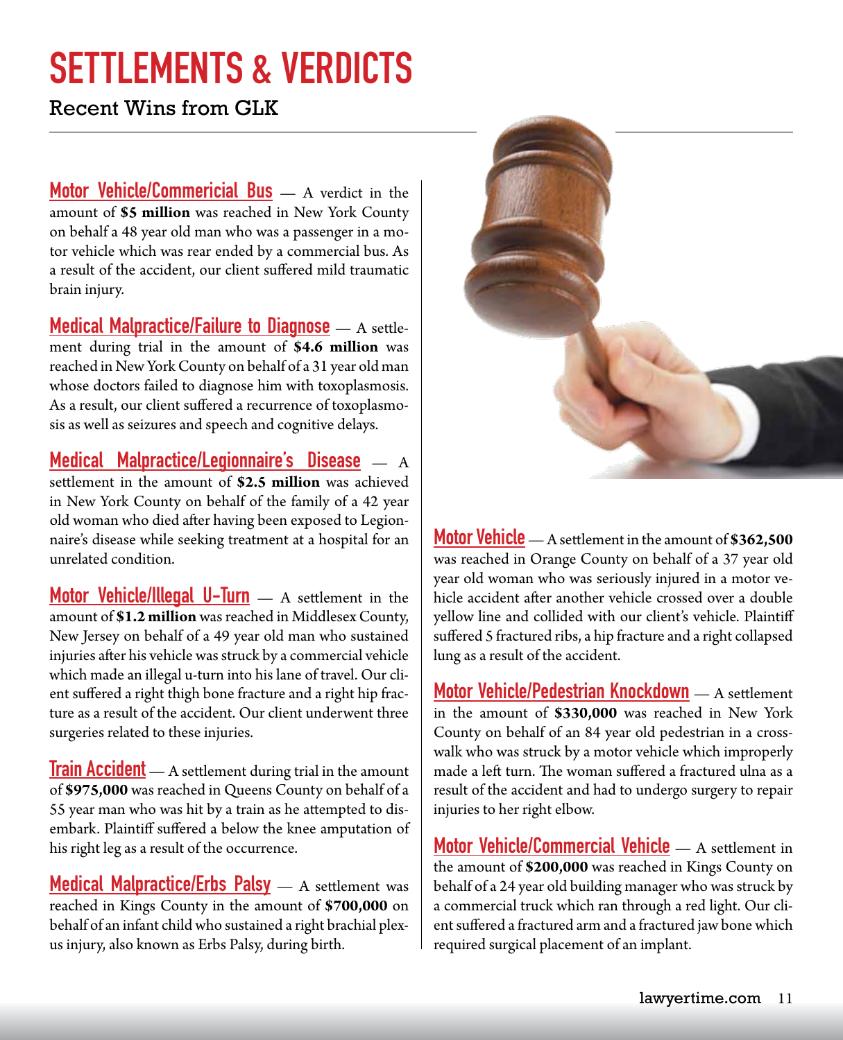# SETTLEMENTS & VERDICTS

Recent Wins from GLK

**Motor Vehicle/Commericial Bus** — A verdict in the amount of **$5 million** was reached in New York County on behalf a 48 year old man who was a passenger in a motor vehicle which was rear ended by a commercial bus. As a result of the accident, our client suffered mild traumatic brain injury.

**Medical Malpractice/Failure to Diagnose** — A settlement during trial in the amount of **$4.6 million** was reached in New York County on behalf of a 31 year old man whose doctors failed to diagnose him with toxoplasmosis. As a result, our client suffered a recurrence of toxoplasmosis as well as seizures and speech and cognitive delays.

**Medical Malpractice/Legionnaire's Disease** — A settlement in the amount of **$2.5 million** was achieved in New York County on behalf of the family of a 42 year old woman who died after having been exposed to Legionnaire's disease while seeking treatment at a hospital for an unrelated condition.

**Motor Vehicle/Illegal U-Turn** — A settlement in the amount of **$1.2 million** was reached in Middlesex County, New Jersey on behalf of a 49 year old man who sustained injuries after his vehicle was struck by a commercial vehicle which made an illegal u-turn into his lane of travel. Our client suffered a right thigh bone fracture and a right hip fracture as a result of the accident. Our client underwent three surgeries related to these injuries.

**Train Accident** — A settlement during trial in the amount of **$975,000** was reached in Queens County on behalf of a 55 year man who was hit by a train as he attempted to disembark. Plaintiff suffered a below the knee amputation of his right leg as a result of the occurrence.

**Medical Malpractice/Erbs Palsy** — A settlement was reached in Kings County in the amount of **$700,000** on behalf of an infant child who sustained a right brachial plexus injury, also known as Erbs Palsy, during birth.

**Motor Vehicle** — A settlement in the amount of **$362,500** was reached in Orange County on behalf of a 37 year old year old woman who was seriously injured in a motor vehicle accident after another vehicle crossed over a double yellow line and collided with our client's vehicle. Plaintiff suffered 5 fractured ribs, a hip fracture and a right collapsed lung as a result of the accident.

**Motor Vehicle/Pedestrian Knockdown** — A settlement in the amount of **$330,000** was reached in New York County on behalf of an 84 year old pedestrian in a crosswalk who was struck by a motor vehicle which improperly made a left turn. The woman suffered a fractured ulna as a result of the accident and had to undergo surgery to repair injuries to her right elbow.

**Motor Vehicle/Commercial Vehicle** — A settlement in the amount of **$200,000** was reached in Kings County on behalf of a 24 year old building manager who was struck by a commercial truck which ran through a red light. Our client suffered a fractured arm and a fractured jaw bone which required surgical placement of an implant.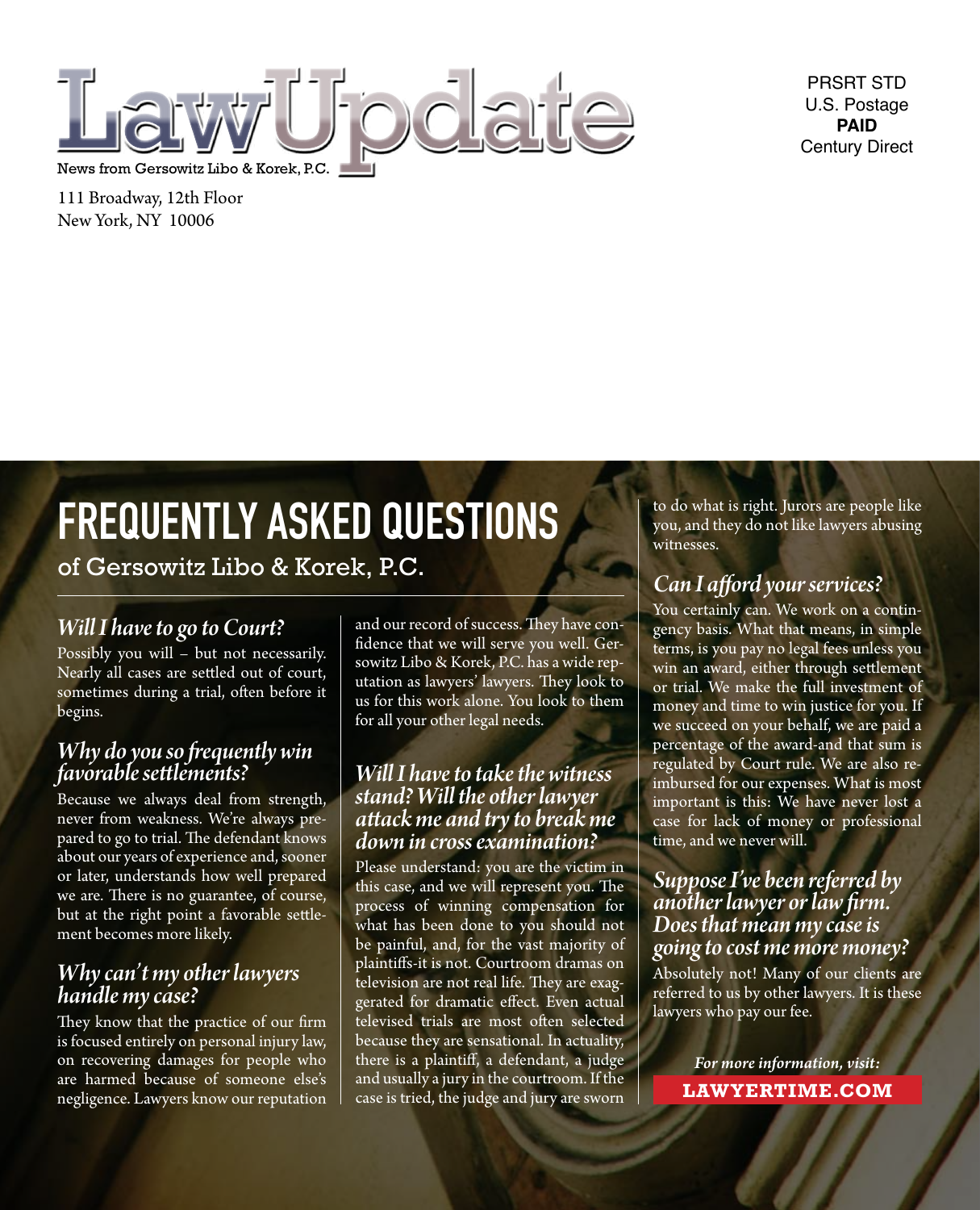# LawUpdate

News from Gersowitz Libo & Korek, P.C.

111 Broadway, 12th Floor
New York, NY 10006

PRSRT STD
U.S. Postage
**PAID**
Century Direct

# FREQUENTLY ASKED QUESTIONS

## of Gersowitz Libo & Korek, P.C.

### *Will I have to go to Court?*

Possibly you will – but not necessarily. Nearly all cases are settled out of court, sometimes during a trial, often before it begins.

### *Why do you so frequently win favorable settlements?*

Because we always deal from strength, never from weakness. We're always prepared to go to trial. The defendant knows about our years of experience and, sooner or later, understands how well prepared we are. There is no guarantee, of course, but at the right point a favorable settlement becomes more likely.

### *Why can't my other lawyers handle my case?*

They know that the practice of our firm is focused entirely on personal injury law, on recovering damages for people who are harmed because of someone else's negligence. Lawyers know our reputation and our record of success. They have confidence that we will serve you well. Gersowitz Libo & Korek, P.C. has a wide reputation as lawyers' lawyers. They look to us for this work alone. You look to them for all your other legal needs.

### *Will I have to take the witness stand? Will the other lawyer attack me and try to break me down in cross examination?*

Please understand: you are the victim in this case, and we will represent you. The process of winning compensation for what has been done to you should not be painful, and, for the vast majority of plaintiffs-it is not. Courtroom dramas on television are not real life. They are exaggerated for dramatic effect. Even actual televised trials are most often selected because they are sensational. In actuality, there is a plaintiff, a defendant, a judge and usually a jury in the courtroom. If the case is tried, the judge and jury are sworn to do what is right. Jurors are people like you, and they do not like lawyers abusing witnesses.

### *Can I afford your services?*

You certainly can. We work on a contingency basis. What that means, in simple terms, is you pay no legal fees unless you win an award, either through settlement or trial. We make the full investment of money and time to win justice for you. If we succeed on your behalf, we are paid a percentage of the award-and that sum is regulated by Court rule. We are also reimbursed for our expenses. What is most important is this: We have never lost a case for lack of money or professional time, and we never will.

### *Suppose I've been referred by another lawyer or law firm. Does that mean my case is going to cost me more money?*

Absolutely not! Many of our clients are referred to us by other lawyers. It is these lawyers who pay our fee.

*For more information, visit:*

**LAWYERTIME.COM**